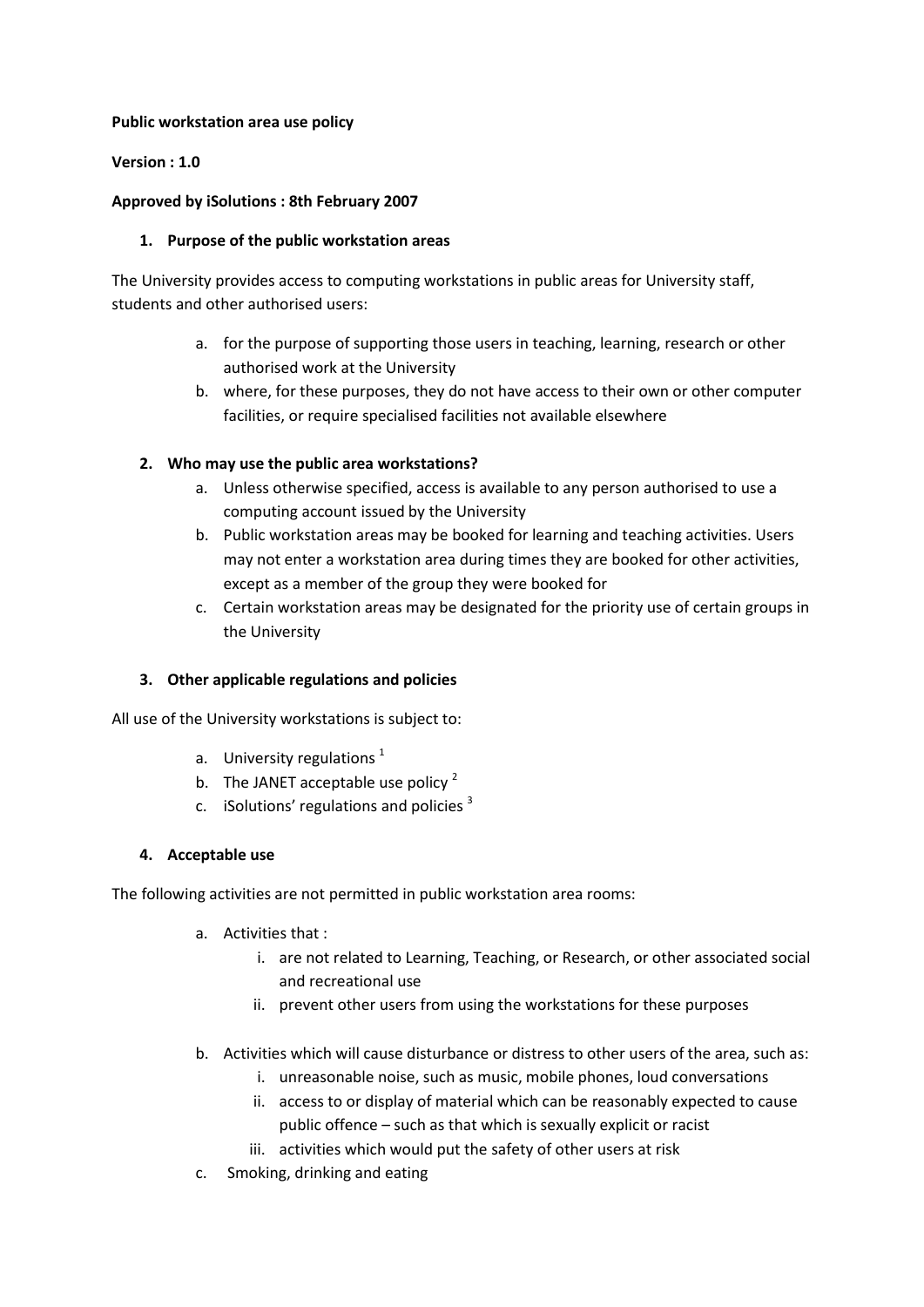**Public workstation area use policy**

**Version : 1.0**

**Approved by iSolutions : 8th February 2007**

## 1. Purpose of the public workstation areas

The University provides access to computing workstations in public areas for University staff, students and other authorised users:

a. for the purpose of supporting those users in teaching, learning, research or other authorised work at the University
b. where, for these purposes, they do not have access to their own or other computer facilities, or require specialised facilities not available elsewhere

## 2. Who may use the public area workstations?

a. Unless otherwise specified, access is available to any person authorised to use a computing account issued by the University
b. Public workstation areas may be booked for learning and teaching activities. Users may not enter a workstation area during times they are booked for other activities, except as a member of the group they were booked for
c. Certain workstation areas may be designated for the priority use of certain groups in the University

## 3. Other applicable regulations and policies

All use of the University workstations is subject to:

a. University regulations [1]
b. The JANET acceptable use policy [2]
c. iSolutions' regulations and policies [3]

## 4. Acceptable use

The following activities are not permitted in public workstation area rooms:

a. Activities that :
   i. are not related to Learning, Teaching, or Research, or other associated social and recreational use
   ii. prevent other users from using the workstations for these purposes

b. Activities which will cause disturbance or distress to other users of the area, such as:
   i. unreasonable noise, such as music, mobile phones, loud conversations
   ii. access to or display of material which can be reasonably expected to cause public offence – such as that which is sexually explicit or racist
   iii. activities which would put the safety of other users at risk

c. Smoking, drinking and eating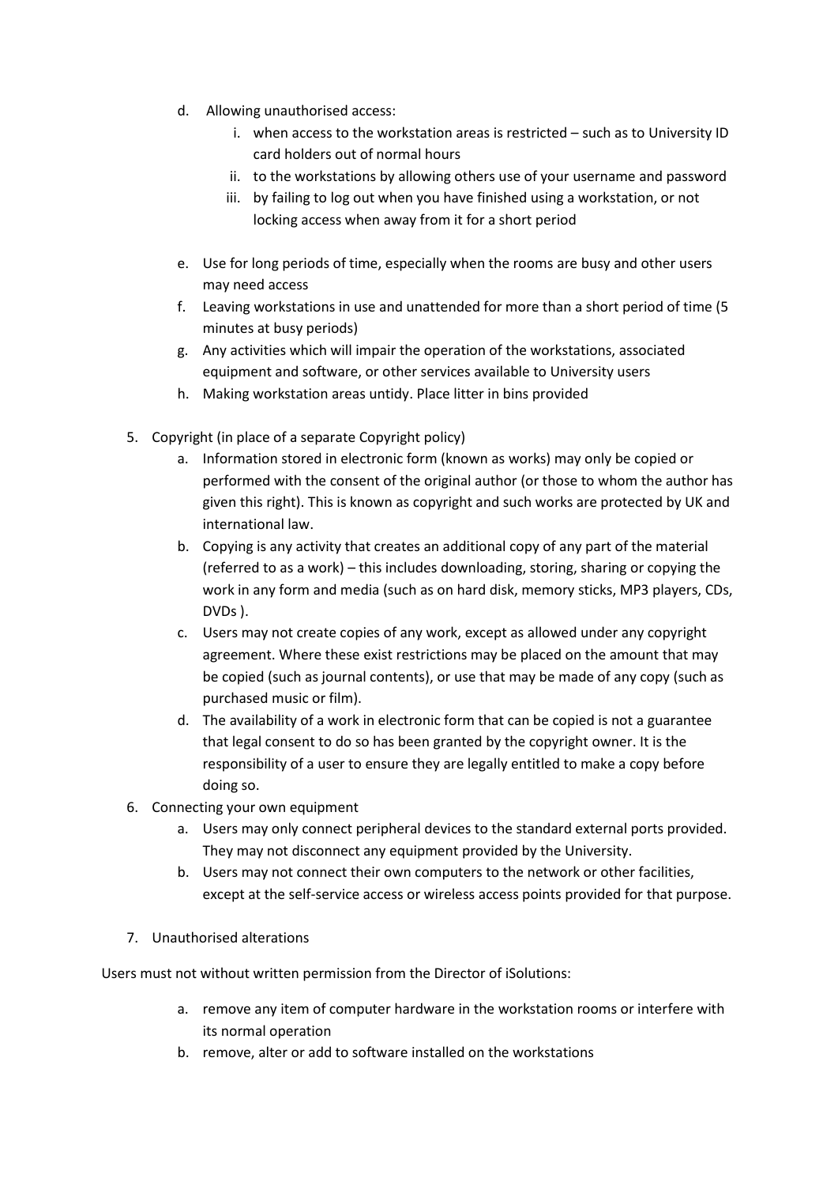d. Allowing unauthorised access:
      i. when access to the workstation areas is restricted – such as to University ID card holders out of normal hours
      ii. to the workstations by allowing others use of your username and password
      iii. by failing to log out when you have finished using a workstation, or not locking access when away from it for a short period

   e. Use for long periods of time, especially when the rooms are busy and other users may need access
   f. Leaving workstations in use and unattended for more than a short period of time (5 minutes at busy periods)
   g. Any activities which will impair the operation of the workstations, associated equipment and software, or other services available to University users
   h. Making workstation areas untidy. Place litter in bins provided

5. Copyright (in place of a separate Copyright policy)
   a. Information stored in electronic form (known as works) may only be copied or performed with the consent of the original author (or those to whom the author has given this right). This is known as copyright and such works are protected by UK and international law.
   b. Copying is any activity that creates an additional copy of any part of the material (referred to as a work) – this includes downloading, storing, sharing or copying the work in any form and media (such as on hard disk, memory sticks, MP3 players, CDs, DVDs ).
   c. Users may not create copies of any work, except as allowed under any copyright agreement. Where these exist restrictions may be placed on the amount that may be copied (such as journal contents), or use that may be made of any copy (such as purchased music or film).
   d. The availability of a work in electronic form that can be copied is not a guarantee that legal consent to do so has been granted by the copyright owner. It is the responsibility of a user to ensure they are legally entitled to make a copy before doing so.
6. Connecting your own equipment
   a. Users may only connect peripheral devices to the standard external ports provided. They may not disconnect any equipment provided by the University.
   b. Users may not connect their own computers to the network or other facilities, except at the self-service access or wireless access points provided for that purpose.

7. Unauthorised alterations

Users must not without written permission from the Director of iSolutions:

   a. remove any item of computer hardware in the workstation rooms or interfere with its normal operation
   b. remove, alter or add to software installed on the workstations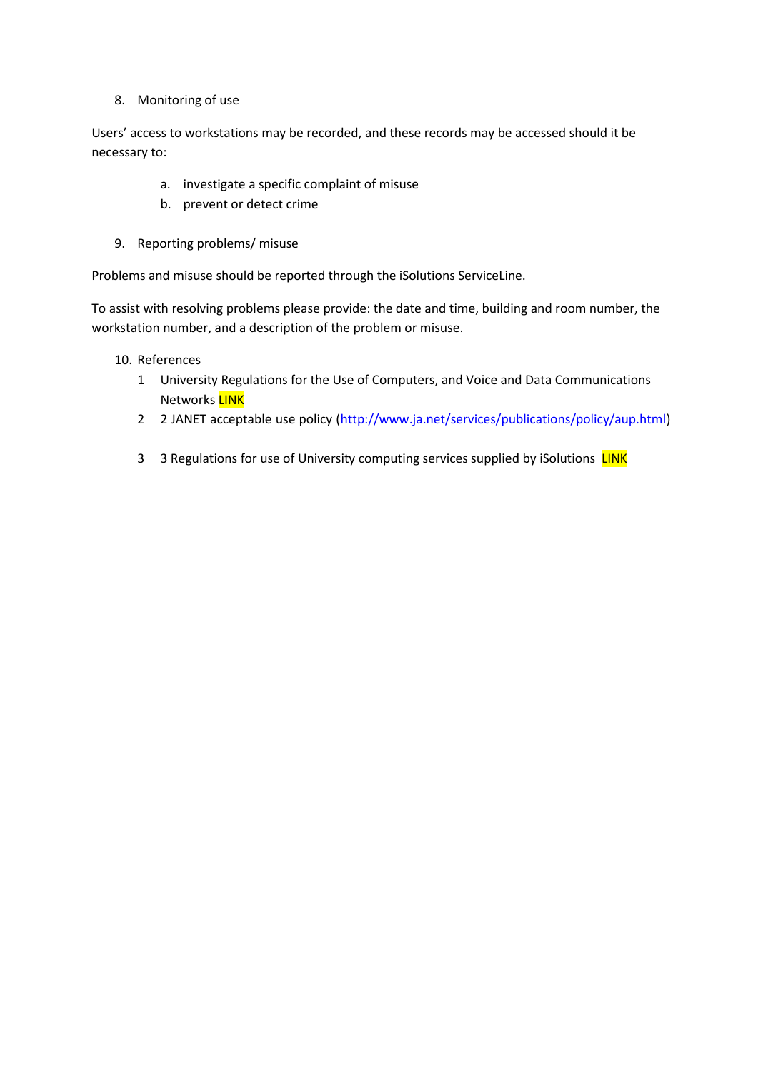8. Monitoring of use

Users' access to workstations may be recorded, and these records may be accessed should it be necessary to:

   a. investigate a specific complaint of misuse
   b. prevent or detect crime

9. Reporting problems/ misuse

Problems and misuse should be reported through the iSolutions ServiceLine.

To assist with resolving problems please provide: the date and time, building and room number, the workstation number, and a description of the problem or misuse.

10. References
    1 University Regulations for the Use of Computers, and Voice and Data Communications Networks LINK
    2 2 JANET acceptable use policy (http://www.ja.net/services/publications/policy/aup.html)
    3 3 Regulations for use of University computing services supplied by iSolutions LINK